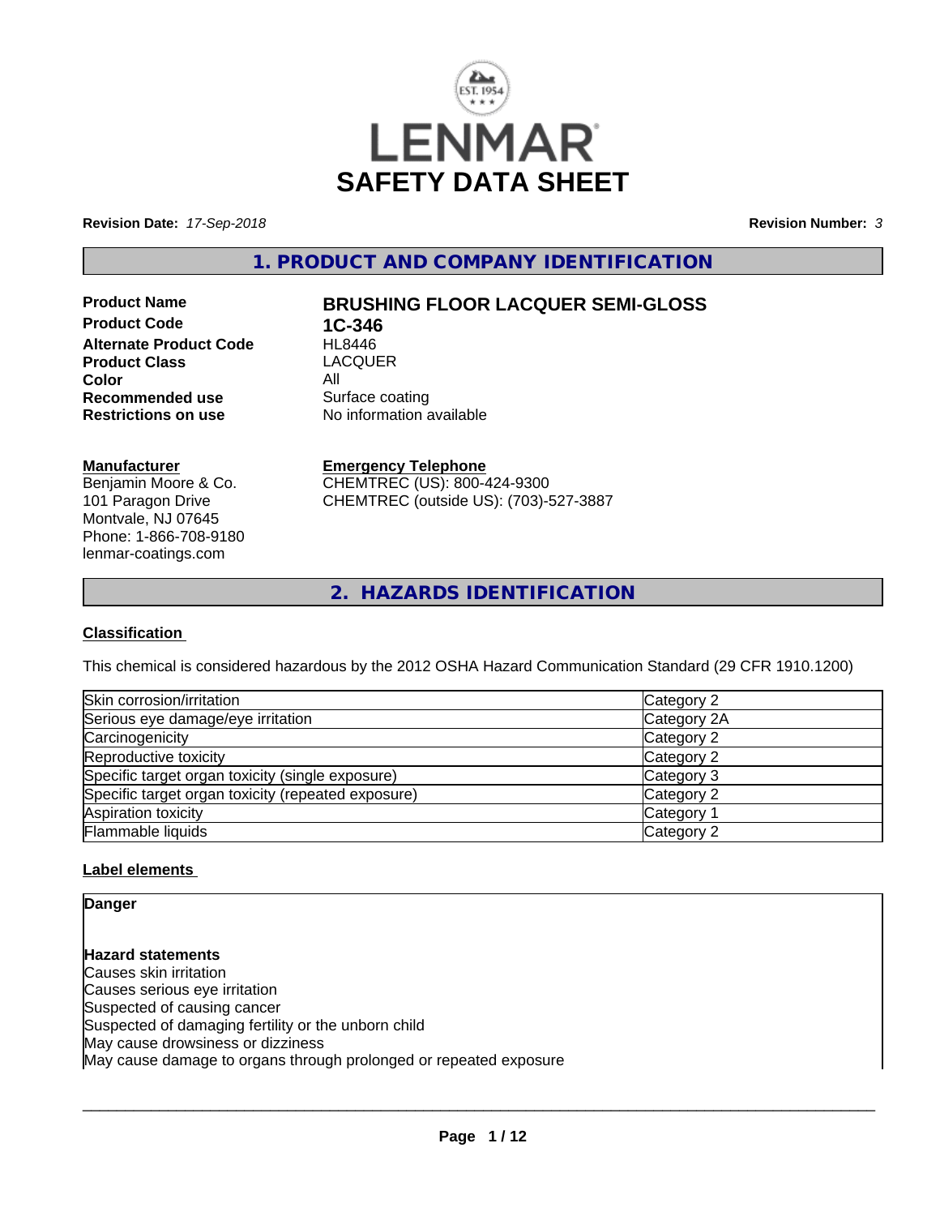# SAFETY DATA SHEET

**Revision Date:** *17-Sep-2018*

**Revision Number:** *3*

## 1. PRODUCT AND COMPANY IDENTIFICATION

| | |
|---|---|
| **Product Name** | **BRUSHING FLOOR LACQUER SEMI-GLOSS** |
| **Product Code** | **1C-346** |
| **Alternate Product Code** | HL8446 |
| **Product Class** | LACQUER |
| **Color** | All |
| **Recommended use** | Surface coating |
| **Restrictions on use** | No information available |

**Manufacturer**
Benjamin Moore & Co.
101 Paragon Drive
Montvale, NJ 07645
Phone: 1-866-708-9180
lenmar-coatings.com

**Emergency Telephone**
CHEMTREC (US): 800-424-9300
CHEMTREC (outside US): (703)-527-3887

## 2. HAZARDS IDENTIFICATION

### Classification

This chemical is considered hazardous by the 2012 OSHA Hazard Communication Standard (29 CFR 1910.1200)

| | |
|---|---|
| Skin corrosion/irritation | Category 2 |
| Serious eye damage/eye irritation | Category 2A |
| Carcinogenicity | Category 2 |
| Reproductive toxicity | Category 2 |
| Specific target organ toxicity (single exposure) | Category 3 |
| Specific target organ toxicity (repeated exposure) | Category 2 |
| Aspiration toxicity | Category 1 |
| Flammable liquids | Category 2 |

### Label elements

**Danger**

**Hazard statements**
Causes skin irritation
Causes serious eye irritation
Suspected of causing cancer
Suspected of damaging fertility or the unborn child
May cause drowsiness or dizziness
May cause damage to organs through prolonged or repeated exposure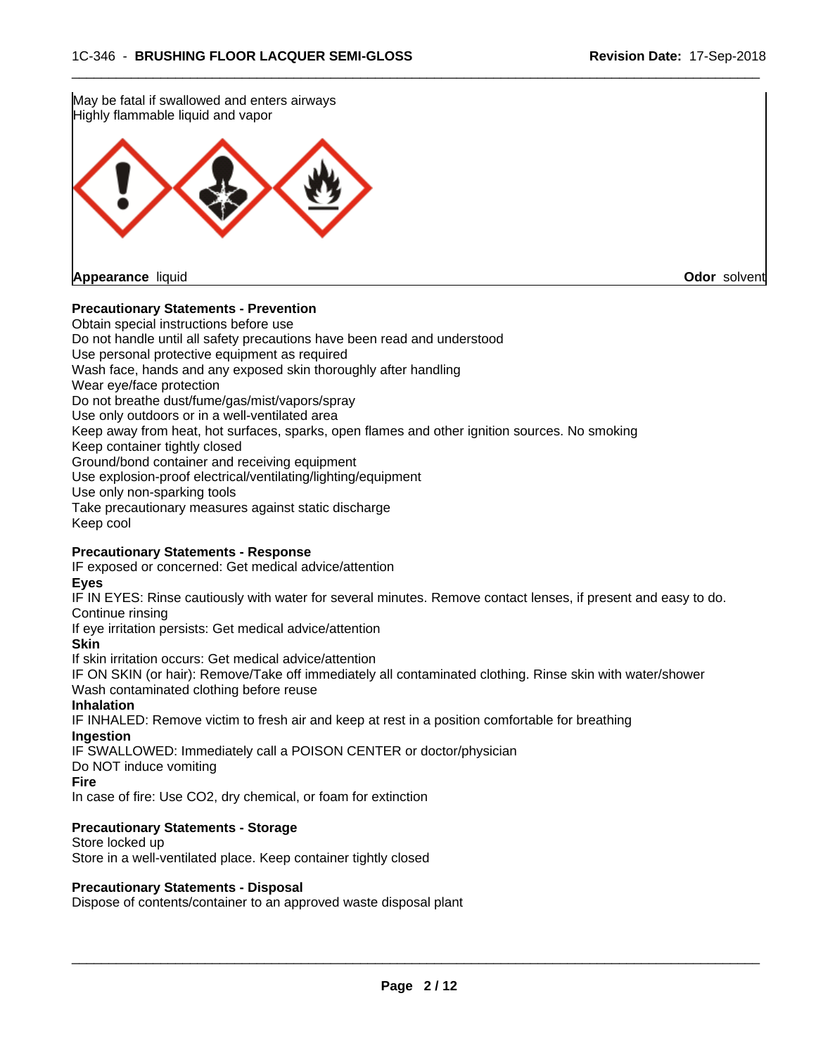May be fatal if swallowed and enters airways
Highly flammable liquid and vapor

**Appearance** liquid **Odor** solvent

**Precautionary Statements - Prevention**
Obtain special instructions before use
Do not handle until all safety precautions have been read and understood
Use personal protective equipment as required
Wash face, hands and any exposed skin thoroughly after handling
Wear eye/face protection
Do not breathe dust/fume/gas/mist/vapors/spray
Use only outdoors or in a well-ventilated area
Keep away from heat, hot surfaces, sparks, open flames and other ignition sources. No smoking
Keep container tightly closed
Ground/bond container and receiving equipment
Use explosion-proof electrical/ventilating/lighting/equipment
Use only non-sparking tools
Take precautionary measures against static discharge
Keep cool

**Precautionary Statements - Response**
IF exposed or concerned: Get medical advice/attention
**Eyes**
IF IN EYES: Rinse cautiously with water for several minutes. Remove contact lenses, if present and easy to do. Continue rinsing
If eye irritation persists: Get medical advice/attention
**Skin**
If skin irritation occurs: Get medical advice/attention
IF ON SKIN (or hair): Remove/Take off immediately all contaminated clothing. Rinse skin with water/shower
Wash contaminated clothing before reuse
**Inhalation**
IF INHALED: Remove victim to fresh air and keep at rest in a position comfortable for breathing
**Ingestion**
IF SWALLOWED: Immediately call a POISON CENTER or doctor/physician
Do NOT induce vomiting
**Fire**
In case of fire: Use $CO_2$, dry chemical, or foam for extinction

**Precautionary Statements - Storage**
Store locked up
Store in a well-ventilated place. Keep container tightly closed

**Precautionary Statements - Disposal**
Dispose of contents/container to an approved waste disposal plant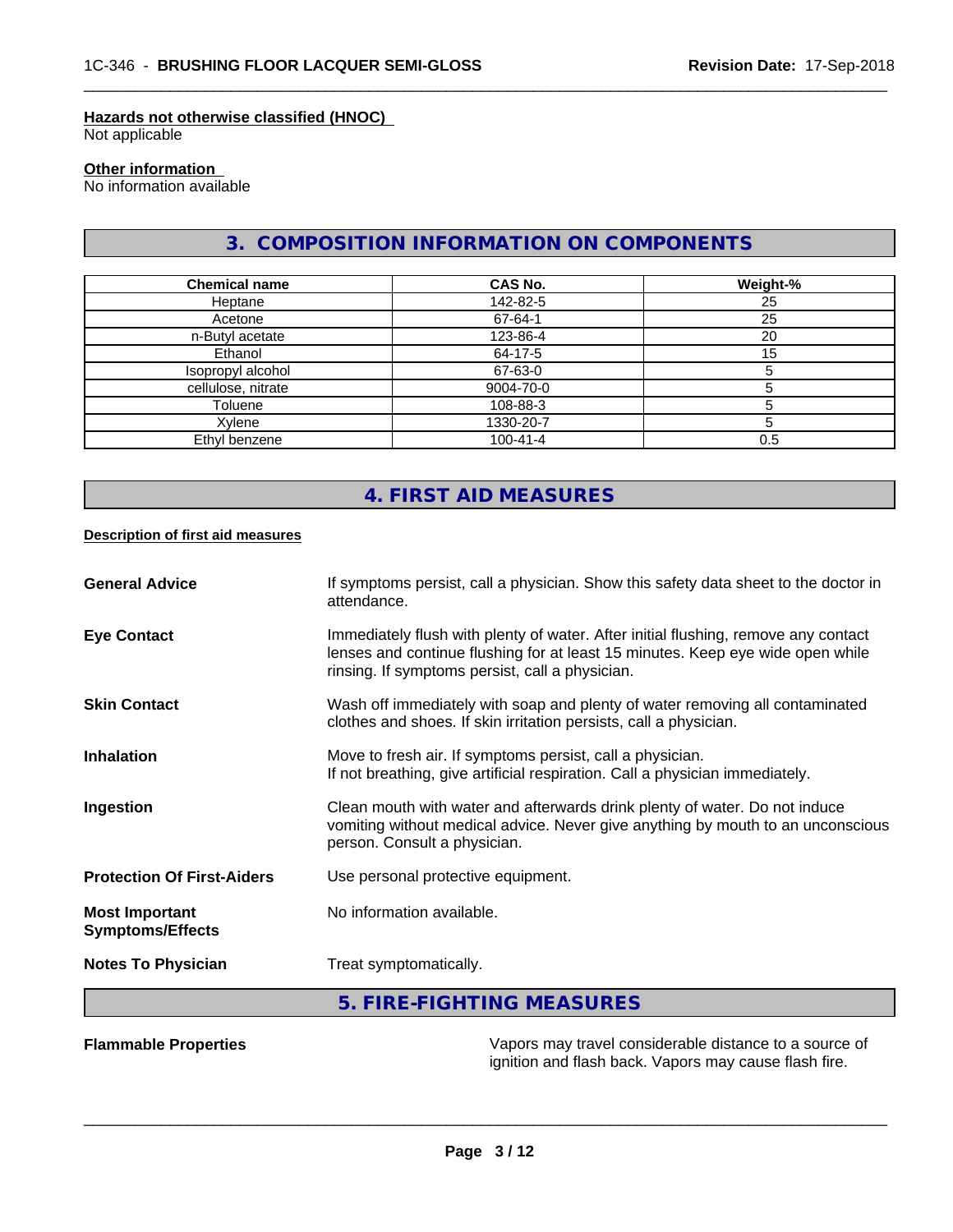**Hazards not otherwise classified (HNOC)**
Not applicable

**Other information**
No information available

## 3. COMPOSITION INFORMATION ON COMPONENTS

| Chemical name | CAS No. | Weight-% |
|---|---|---|
| Heptane | 142-82-5 | 25 |
| Acetone | 67-64-1 | 25 |
| n-Butyl acetate | 123-86-4 | 20 |
| Ethanol | 64-17-5 | 15 |
| Isopropyl alcohol | 67-63-0 | 5 |
| cellulose, nitrate | 9004-70-0 | 5 |
| Toluene | 108-88-3 | 5 |
| Xylene | 1330-20-7 | 5 |
| Ethyl benzene | 100-41-4 | 0.5 |

## 4. FIRST AID MEASURES

**Description of first aid measures**

**General Advice**
If symptoms persist, call a physician. Show this safety data sheet to the doctor in attendance.

**Eye Contact**
Immediately flush with plenty of water. After initial flushing, remove any contact lenses and continue flushing for at least 15 minutes. Keep eye wide open while rinsing. If symptoms persist, call a physician.

**Skin Contact**
Wash off immediately with soap and plenty of water removing all contaminated clothes and shoes. If skin irritation persists, call a physician.

**Inhalation**
Move to fresh air. If symptoms persist, call a physician.
If not breathing, give artificial respiration. Call a physician immediately.

**Ingestion**
Clean mouth with water and afterwards drink plenty of water. Do not induce vomiting without medical advice. Never give anything by mouth to an unconscious person. Consult a physician.

**Protection Of First-Aiders**
Use personal protective equipment.

**Most Important Symptoms/Effects**
No information available.

**Notes To Physician**
Treat symptomatically.

## 5. FIRE-FIGHTING MEASURES

**Flammable Properties**
Vapors may travel considerable distance to a source of ignition and flash back. Vapors may cause flash fire.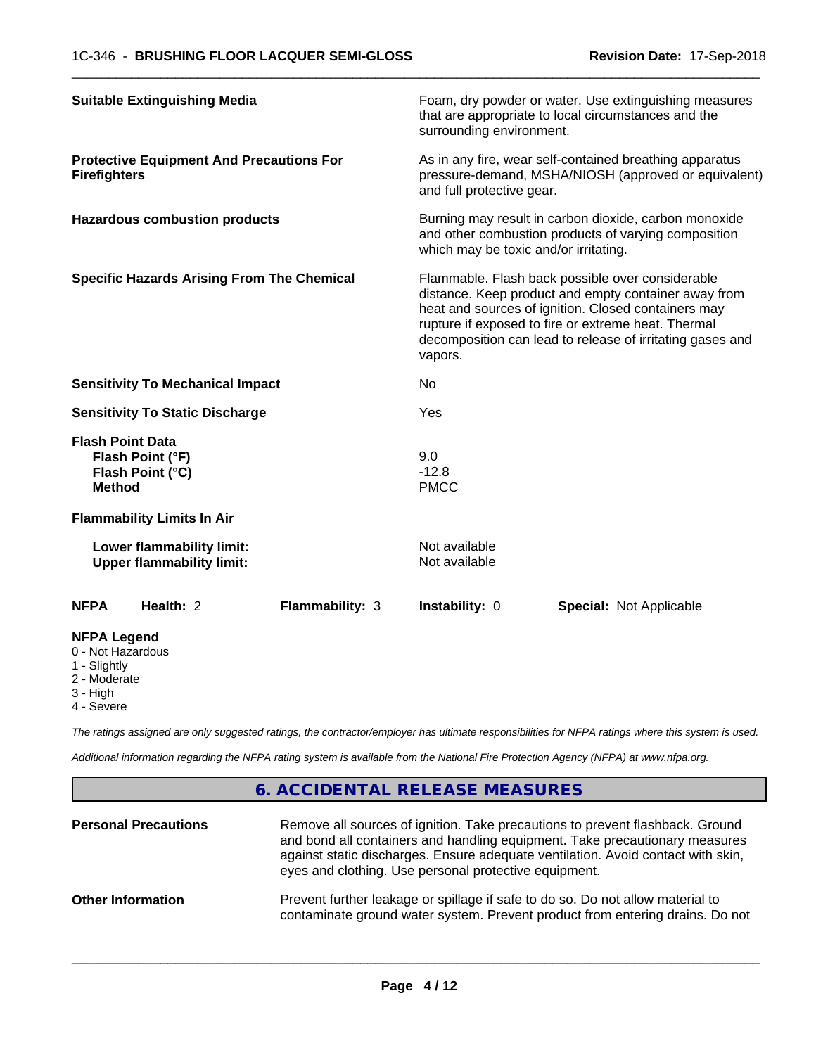| | |
|---|---|
| **Suitable Extinguishing Media** | Foam, dry powder or water. Use extinguishing measures that are appropriate to local circumstances and the surrounding environment. |
| **Protective Equipment And Precautions For Firefighters** | As in any fire, wear self-contained breathing apparatus pressure-demand, MSHA/NIOSH (approved or equivalent) and full protective gear. |
| **Hazardous combustion products** | Burning may result in carbon dioxide, carbon monoxide and other combustion products of varying composition which may be toxic and/or irritating. |
| **Specific Hazards Arising From The Chemical** | Flammable. Flash back possible over considerable distance. Keep product and empty container away from heat and sources of ignition. Closed containers may rupture if exposed to fire or extreme heat. Thermal decomposition can lead to release of irritating gases and vapors. |
| **Sensitivity To Mechanical Impact** | No |
| **Sensitivity To Static Discharge** | Yes |

**Flash Point Data**

| | |
|---|---|
| **Flash Point (°F)** | 9.0 |
| **Flash Point (°C)** | -12.8 |
| **Method** | PMCC |

**Flammability Limits In Air**

| | |
|---|---|
| **Lower flammability limit:** | Not available |
| **Upper flammability limit:** | Not available |

| **NFPA** | **Health:** 2 | **Flammability:** 3 | **Instability:** 0 | **Special:** Not Applicable |
|---|---|---|---|---|

**NFPA Legend**
- 0 - Not Hazardous
- 1 - Slightly
- 2 - Moderate
- 3 - High
- 4 - Severe

*The ratings assigned are only suggested ratings, the contractor/employer has ultimate responsibilities for NFPA ratings where this system is used.*

*Additional information regarding the NFPA rating system is available from the National Fire Protection Agency (NFPA) at www.nfpa.org.*

## 6. ACCIDENTAL RELEASE MEASURES

| | |
|---|---|
| **Personal Precautions** | Remove all sources of ignition. Take precautions to prevent flashback. Ground and bond all containers and handling equipment. Take precautionary measures against static discharges. Ensure adequate ventilation. Avoid contact with skin, eyes and clothing. Use personal protective equipment. |
| **Other Information** | Prevent further leakage or spillage if safe to do so. Do not allow material to contaminate ground water system. Prevent product from entering drains. Do not |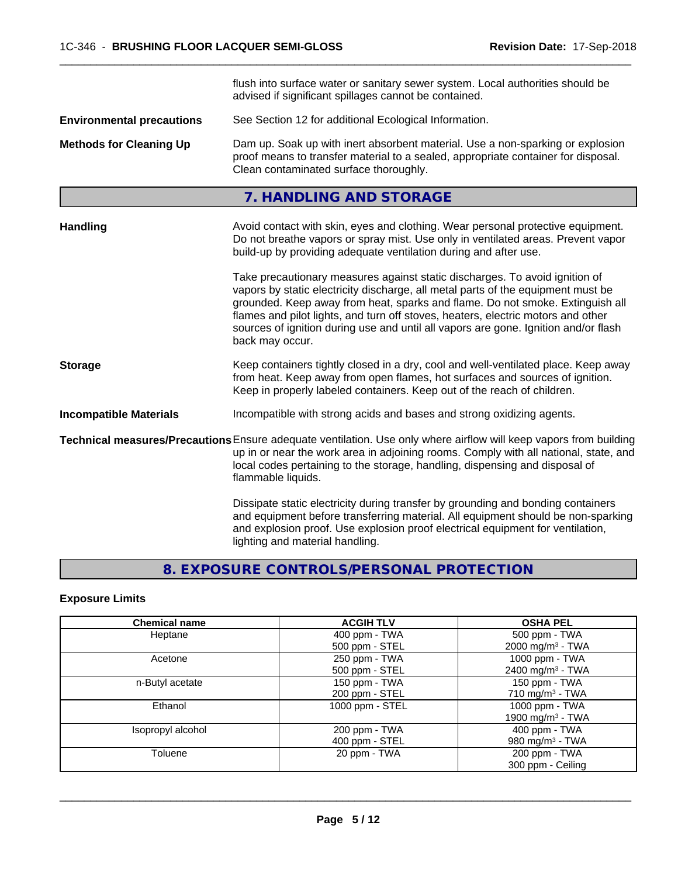flush into surface water or sanitary sewer system. Local authorities should be advised if significant spillages cannot be contained.

**Environmental precautions** See Section 12 for additional Ecological Information.

**Methods for Cleaning Up** Dam up. Soak up with inert absorbent material. Use a non-sparking or explosion proof means to transfer material to a sealed, appropriate container for disposal. Clean contaminated surface thoroughly.

## 7. HANDLING AND STORAGE

**Handling** Avoid contact with skin, eyes and clothing. Wear personal protective equipment. Do not breathe vapors or spray mist. Use only in ventilated areas. Prevent vapor build-up by providing adequate ventilation during and after use.

Take precautionary measures against static discharges. To avoid ignition of vapors by static electricity discharge, all metal parts of the equipment must be grounded. Keep away from heat, sparks and flame. Do not smoke. Extinguish all flames and pilot lights, and turn off stoves, heaters, electric motors and other sources of ignition during use and until all vapors are gone. Ignition and/or flash back may occur.

**Storage** Keep containers tightly closed in a dry, cool and well-ventilated place. Keep away from heat. Keep away from open flames, hot surfaces and sources of ignition. Keep in properly labeled containers. Keep out of the reach of children.

**Incompatible Materials** Incompatible with strong acids and bases and strong oxidizing agents.

**Technical measures/Precautions** Ensure adequate ventilation. Use only where airflow will keep vapors from building up in or near the work area in adjoining rooms. Comply with all national, state, and local codes pertaining to the storage, handling, dispensing and disposal of flammable liquids.

Dissipate static electricity during transfer by grounding and bonding containers and equipment before transferring material. All equipment should be non-sparking and explosion proof. Use explosion proof electrical equipment for ventilation, lighting and material handling.

## 8. EXPOSURE CONTROLS/PERSONAL PROTECTION

### Exposure Limits

| Chemical name | ACGIH TLV | OSHA PEL |
|---|---|---|
| Heptane | 400 ppm - TWA<br>500 ppm - STEL | 500 ppm - TWA<br>2000 mg/m³ - TWA |
| Acetone | 250 ppm - TWA<br>500 ppm - STEL | 1000 ppm - TWA<br>2400 mg/m³ - TWA |
| n-Butyl acetate | 150 ppm - TWA<br>200 ppm - STEL | 150 ppm - TWA<br>710 mg/m³ - TWA |
| Ethanol | 1000 ppm - STEL | 1000 ppm - TWA<br>1900 mg/m³ - TWA |
| Isopropyl alcohol | 200 ppm - TWA<br>400 ppm - STEL | 400 ppm - TWA<br>980 mg/m³ - TWA |
| Toluene | 20 ppm - TWA | 200 ppm - TWA<br>300 ppm - Ceiling |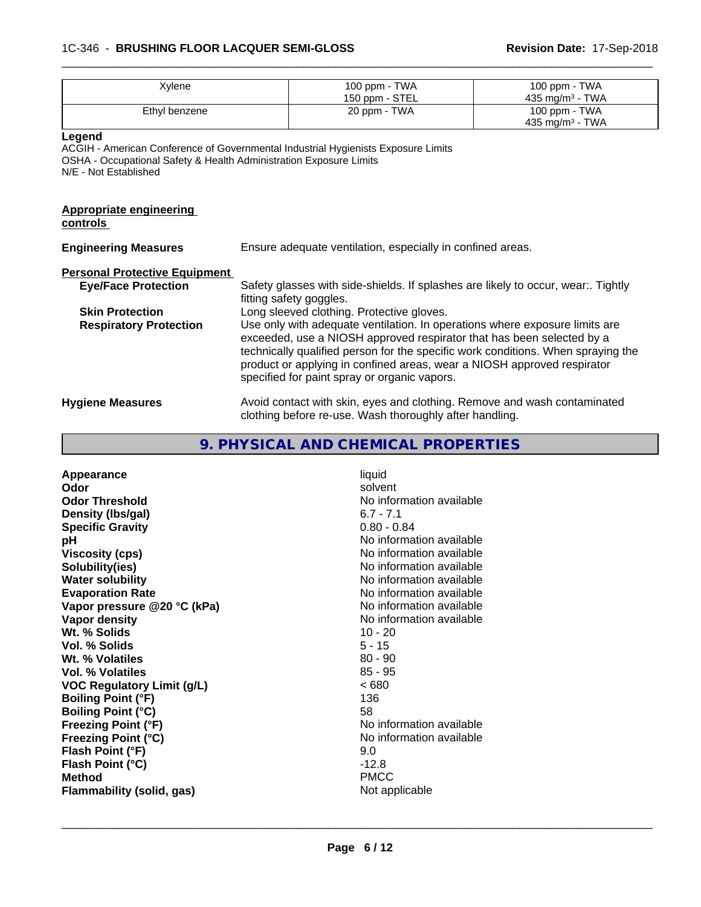| | | |
|---|---|---|
| Xylene | 100 ppm - TWA<br>150 ppm - STEL | 100 ppm - TWA<br>435 mg/m³ - TWA |
| Ethyl benzene | 20 ppm - TWA | 100 ppm - TWA<br>435 mg/m³ - TWA |

**Legend**
ACGIH - American Conference of Governmental Industrial Hygienists Exposure Limits
OSHA - Occupational Safety & Health Administration Exposure Limits
N/E - Not Established

**Appropriate engineering controls**

**Engineering Measures** Ensure adequate ventilation, especially in confined areas.

**Personal Protective Equipment**

**Eye/Face Protection** Safety glasses with side-shields. If splashes are likely to occur, wear:. Tightly fitting safety goggles.

**Skin Protection** Long sleeved clothing. Protective gloves.

**Respiratory Protection** Use only with adequate ventilation. In operations where exposure limits are exceeded, use a NIOSH approved respirator that has been selected by a technically qualified person for the specific work conditions. When spraying the product or applying in confined areas, wear a NIOSH approved respirator specified for paint spray or organic vapors.

**Hygiene Measures** Avoid contact with skin, eyes and clothing. Remove and wash contaminated clothing before re-use. Wash thoroughly after handling.

## 9. PHYSICAL AND CHEMICAL PROPERTIES

| | |
|---|---|
| **Appearance** | liquid |
| **Odor** | solvent |
| **Odor Threshold** | No information available |
| **Density (lbs/gal)** | 6.7 - 7.1 |
| **Specific Gravity** | 0.80 - 0.84 |
| **pH** | No information available |
| **Viscosity (cps)** | No information available |
| **Solubility(ies)** | No information available |
| **Water solubility** | No information available |
| **Evaporation Rate** | No information available |
| **Vapor pressure @20 °C (kPa)** | No information available |
| **Vapor density** | No information available |
| **Wt. % Solids** | 10 - 20 |
| **Vol. % Solids** | 5 - 15 |
| **Wt. % Volatiles** | 80 - 90 |
| **Vol. % Volatiles** | 85 - 95 |
| **VOC Regulatory Limit (g/L)** | < 680 |
| **Boiling Point (°F)** | 136 |
| **Boiling Point (°C)** | 58 |
| **Freezing Point (°F)** | No information available |
| **Freezing Point (°C)** | No information available |
| **Flash Point (°F)** | 9.0 |
| **Flash Point (°C)** | -12.8 |
| **Method** | PMCC |
| **Flammability (solid, gas)** | Not applicable |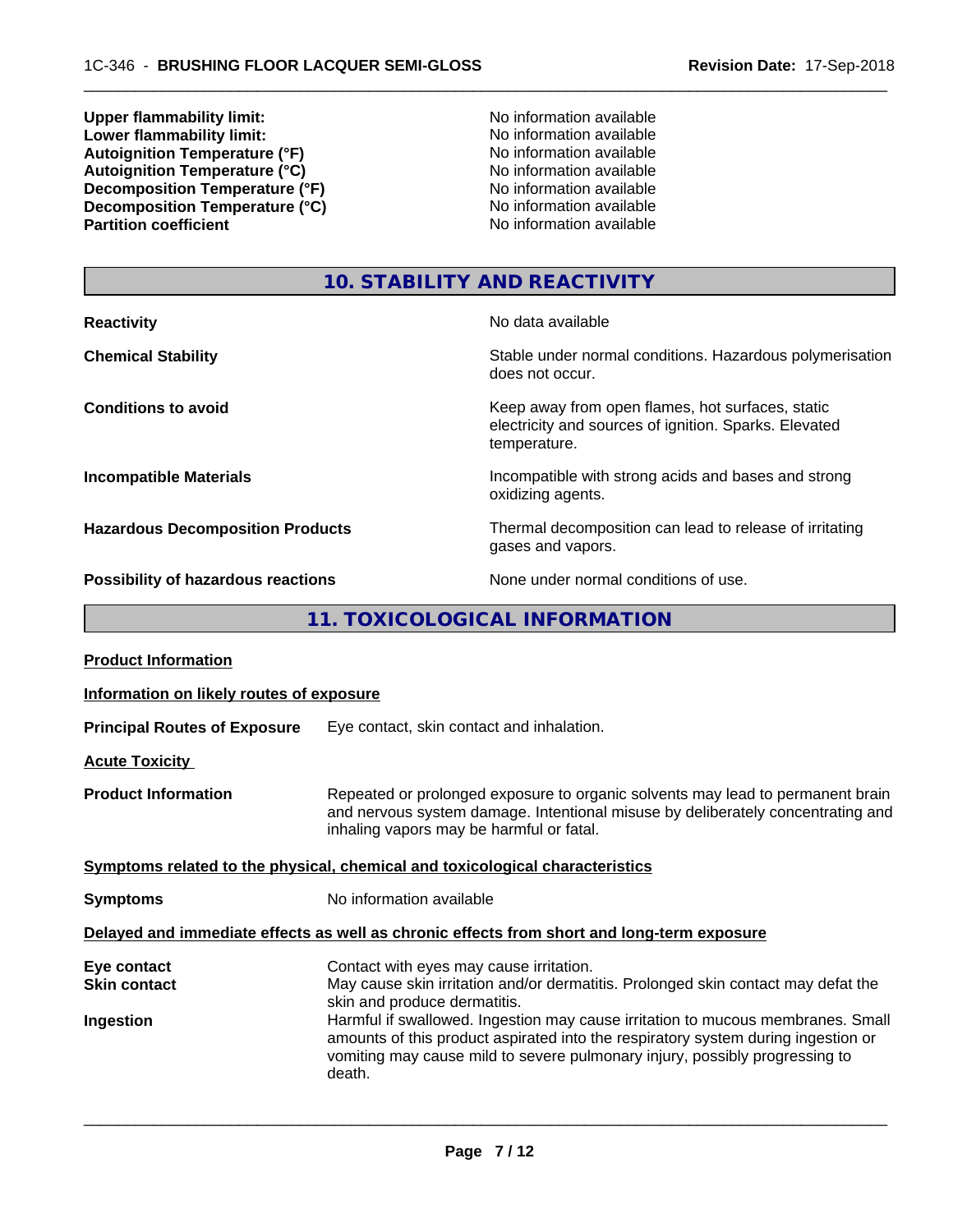| | |
|---|---|
| **Upper flammability limit:** | No information available |
| **Lower flammability limit:** | No information available |
| **Autoignition Temperature (°F)** | No information available |
| **Autoignition Temperature (°C)** | No information available |
| **Decomposition Temperature (°F)** | No information available |
| **Decomposition Temperature (°C)** | No information available |
| **Partition coefficient** | No information available |

## 10. STABILITY AND REACTIVITY

| | |
|---|---|
| **Reactivity** | No data available |
| **Chemical Stability** | Stable under normal conditions. Hazardous polymerisation does not occur. |
| **Conditions to avoid** | Keep away from open flames, hot surfaces, static electricity and sources of ignition. Sparks. Elevated temperature. |
| **Incompatible Materials** | Incompatible with strong acids and bases and strong oxidizing agents. |
| **Hazardous Decomposition Products** | Thermal decomposition can lead to release of irritating gases and vapors. |
| **Possibility of hazardous reactions** | None under normal conditions of use. |

## 11. TOXICOLOGICAL INFORMATION

**Product Information**

**Information on likely routes of exposure**

**Principal Routes of Exposure** Eye contact, skin contact and inhalation.

**Acute Toxicity**

**Product Information** Repeated or prolonged exposure to organic solvents may lead to permanent brain and nervous system damage. Intentional misuse by deliberately concentrating and inhaling vapors may be harmful or fatal.

**Symptoms related to the physical, chemical and toxicological characteristics**

**Symptoms** No information available

**Delayed and immediate effects as well as chronic effects from short and long-term exposure**

| | |
|---|---|
| **Eye contact** | Contact with eyes may cause irritation. |
| **Skin contact** | May cause skin irritation and/or dermatitis. Prolonged skin contact may defat the skin and produce dermatitis. |
| **Ingestion** | Harmful if swallowed. Ingestion may cause irritation to mucous membranes. Small amounts of this product aspirated into the respiratory system during ingestion or vomiting may cause mild to severe pulmonary injury, possibly progressing to death. |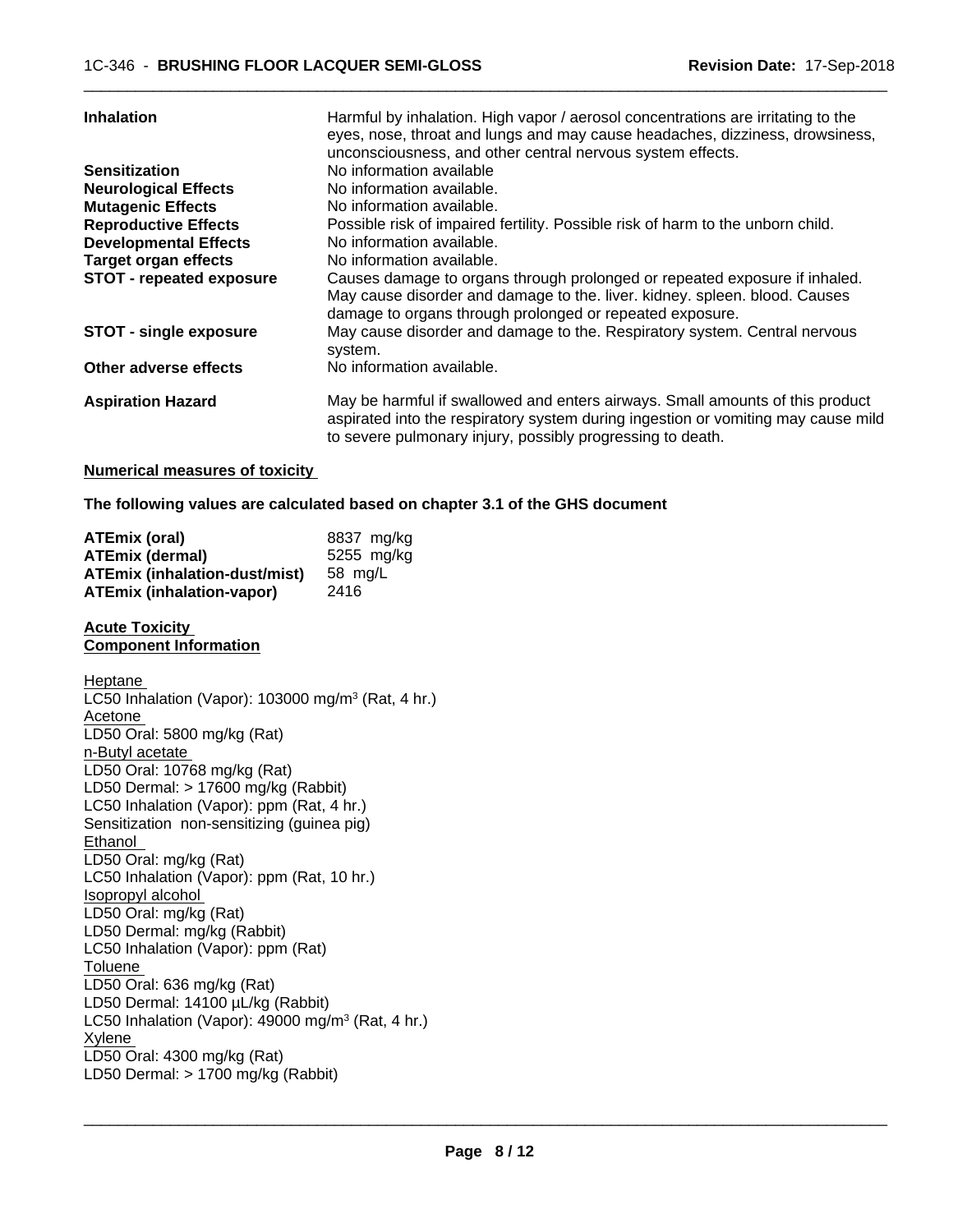| | |
|---|---|
| **Inhalation** | Harmful by inhalation. High vapor / aerosol concentrations are irritating to the eyes, nose, throat and lungs and may cause headaches, dizziness, drowsiness, unconsciousness, and other central nervous system effects. |
| **Sensitization** | No information available |
| **Neurological Effects** | No information available. |
| **Mutagenic Effects** | No information available. |
| **Reproductive Effects** | Possible risk of impaired fertility. Possible risk of harm to the unborn child. |
| **Developmental Effects** | No information available. |
| **Target organ effects** | No information available. |
| **STOT - repeated exposure** | Causes damage to organs through prolonged or repeated exposure if inhaled. May cause disorder and damage to the. liver. kidney. spleen. blood. Causes damage to organs through prolonged or repeated exposure. |
| **STOT - single exposure** | May cause disorder and damage to the. Respiratory system. Central nervous system. |
| **Other adverse effects** | No information available. |
| **Aspiration Hazard** | May be harmful if swallowed and enters airways. Small amounts of this product aspirated into the respiratory system during ingestion or vomiting may cause mild to severe pulmonary injury, possibly progressing to death. |

**Numerical measures of toxicity**

**The following values are calculated based on chapter 3.1 of the GHS document**

| | |
|---|---|
| **ATEmix (oral)** | 8837 mg/kg |
| **ATEmix (dermal)** | 5255 mg/kg |
| **ATEmix (inhalation-dust/mist)** | 58 mg/L |
| **ATEmix (inhalation-vapor)** | 2416 |

**Acute Toxicity**
**Component Information**

Heptane
LC50 Inhalation (Vapor): 103000 mg/m$^3$ (Rat, 4 hr.)
Acetone
LD50 Oral: 5800 mg/kg (Rat)
n-Butyl acetate
LD50 Oral: 10768 mg/kg (Rat)
LD50 Dermal: > 17600 mg/kg (Rabbit)
LC50 Inhalation (Vapor): ppm (Rat, 4 hr.)
Sensitization non-sensitizing (guinea pig)
Ethanol
LD50 Oral: mg/kg (Rat)
LC50 Inhalation (Vapor): ppm (Rat, 10 hr.)
Isopropyl alcohol
LD50 Oral: mg/kg (Rat)
LD50 Dermal: mg/kg (Rabbit)
LC50 Inhalation (Vapor): ppm (Rat)
Toluene
LD50 Oral: 636 mg/kg (Rat)
LD50 Dermal: 14100 µL/kg (Rabbit)
LC50 Inhalation (Vapor): 49000 mg/m$^3$ (Rat, 4 hr.)
Xylene
LD50 Oral: 4300 mg/kg (Rat)
LD50 Dermal: > 1700 mg/kg (Rabbit)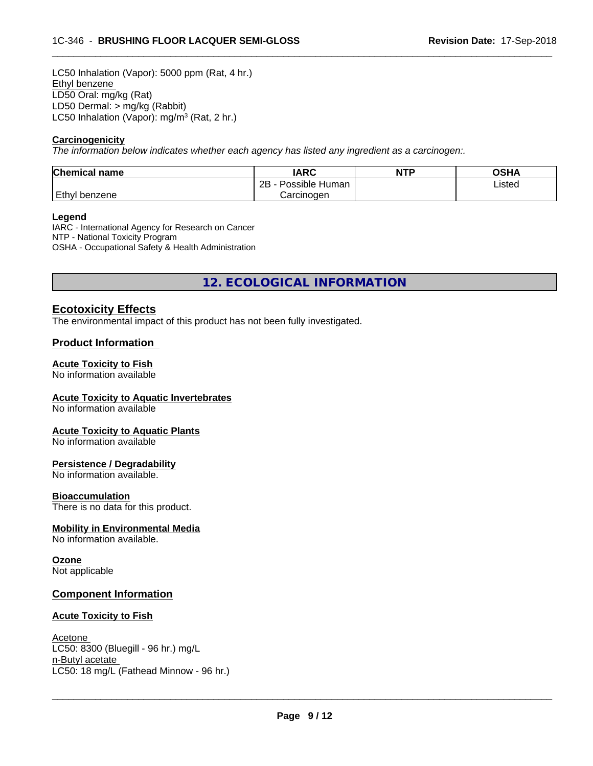LC50 Inhalation (Vapor): 5000 ppm (Rat, 4 hr.)
Ethyl benzene
LD50 Oral: mg/kg (Rat)
LD50 Dermal: > mg/kg (Rabbit)
LC50 Inhalation (Vapor): mg/m³ (Rat, 2 hr.)

**Carcinogenicity**

*The information below indicates whether each agency has listed any ingredient as a carcinogen:.*

| Chemical name | IARC | NTP | OSHA |
|---|---|---|---|
| Ethyl benzene | 2B - Possible Human Carcinogen | | Listed |

**Legend**
IARC - International Agency for Research on Cancer
NTP - National Toxicity Program
OSHA - Occupational Safety & Health Administration

## 12. ECOLOGICAL INFORMATION

### Ecotoxicity Effects

The environmental impact of this product has not been fully investigated.

### Product Information

**Acute Toxicity to Fish**
No information available

**Acute Toxicity to Aquatic Invertebrates**
No information available

**Acute Toxicity to Aquatic Plants**
No information available

**Persistence / Degradability**
No information available.

**Bioaccumulation**
There is no data for this product.

**Mobility in Environmental Media**
No information available.

**Ozone**
Not applicable

### Component Information

**Acute Toxicity to Fish**

Acetone
LC50: 8300 (Bluegill - 96 hr.) mg/L
n-Butyl acetate
LC50: 18 mg/L (Fathead Minnow - 96 hr.)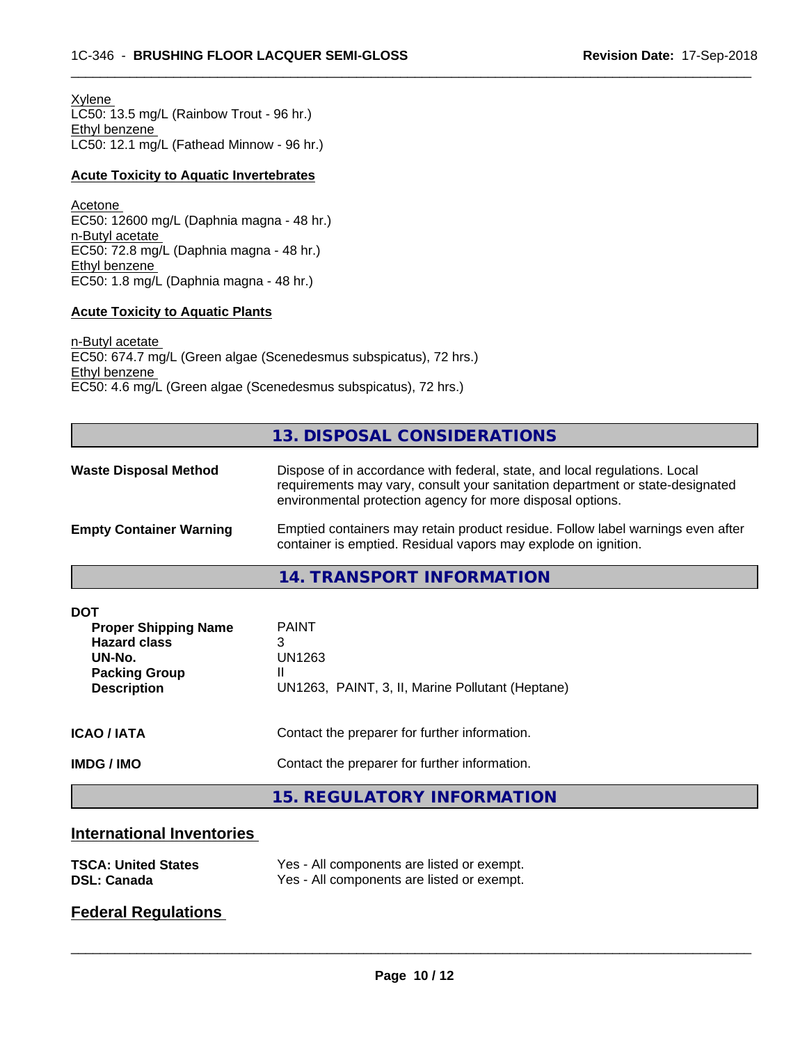Xylene
LC50: 13.5 mg/L (Rainbow Trout - 96 hr.)
Ethyl benzene
LC50: 12.1 mg/L (Fathead Minnow - 96 hr.)

**Acute Toxicity to Aquatic Invertebrates**

Acetone
EC50: 12600 mg/L (Daphnia magna - 48 hr.)
n-Butyl acetate
EC50: 72.8 mg/L (Daphnia magna - 48 hr.)
Ethyl benzene
EC50: 1.8 mg/L (Daphnia magna - 48 hr.)

**Acute Toxicity to Aquatic Plants**

n-Butyl acetate
EC50: 674.7 mg/L (Green algae (Scenedesmus subspicatus), 72 hrs.)
Ethyl benzene
EC50: 4.6 mg/L (Green algae (Scenedesmus subspicatus), 72 hrs.)

## 13. DISPOSAL CONSIDERATIONS

**Waste Disposal Method**: Dispose of in accordance with federal, state, and local regulations. Local requirements may vary, consult your sanitation department or state-designated environmental protection agency for more disposal options.

**Empty Container Warning**: Emptied containers may retain product residue. Follow label warnings even after container is emptied. Residual vapors may explode on ignition.

## 14. TRANSPORT INFORMATION

**DOT**

| | |
|---|---|
| **Proper Shipping Name** | PAINT |
| **Hazard class** | 3 |
| **UN-No.** | UN1263 |
| **Packing Group** | II |
| **Description** | UN1263, PAINT, 3, II, Marine Pollutant (Heptane) |

**ICAO / IATA**: Contact the preparer for further information.

**IMDG / IMO**: Contact the preparer for further information.

## 15. REGULATORY INFORMATION

### International Inventories

| | |
|---|---|
| **TSCA: United States** | Yes - All components are listed or exempt. |
| **DSL: Canada** | Yes - All components are listed or exempt. |

### Federal Regulations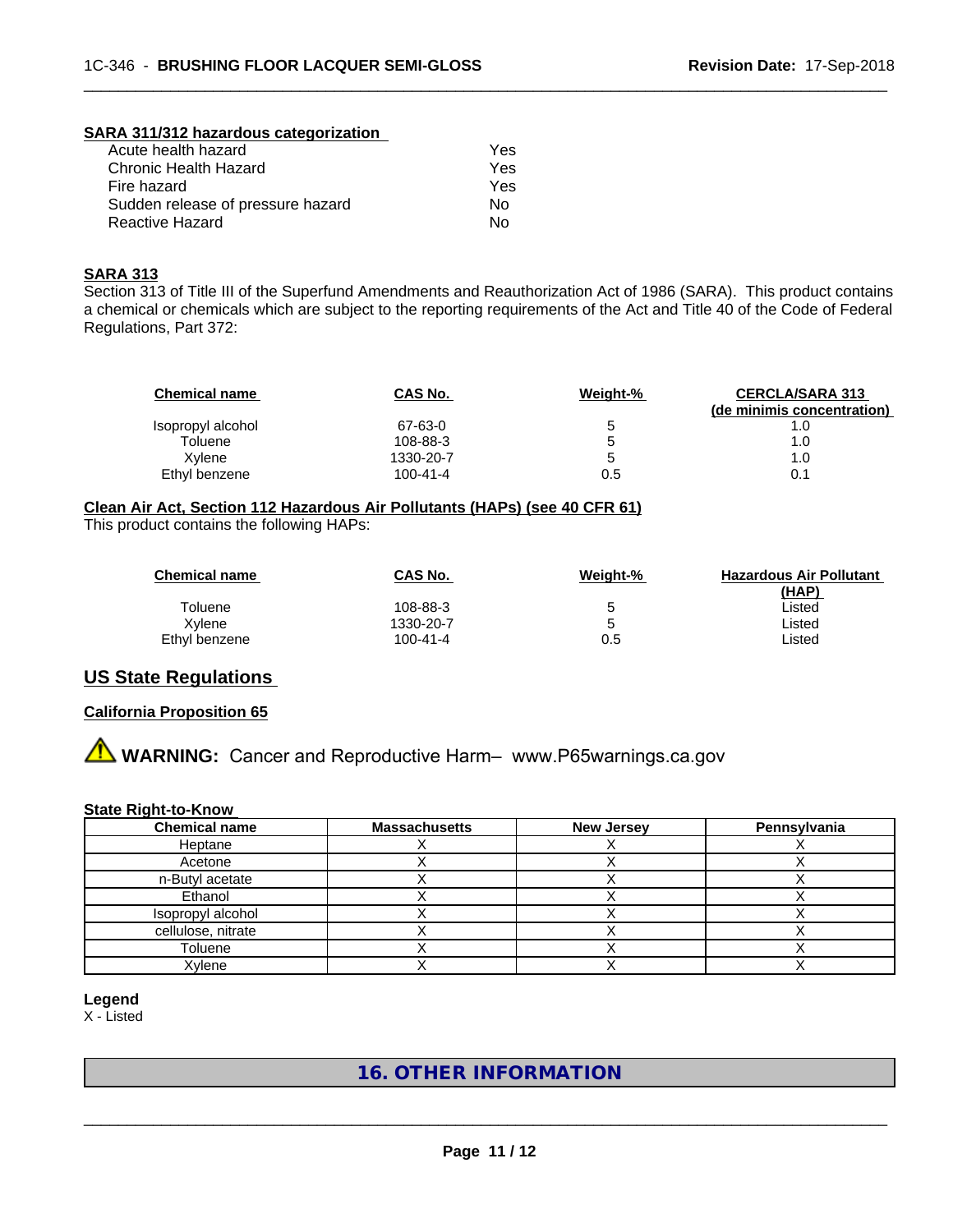**SARA 311/312 hazardous categorization**

| | |
|---|---|
| Acute health hazard | Yes |
| Chronic Health Hazard | Yes |
| Fire hazard | Yes |
| Sudden release of pressure hazard | No |
| Reactive Hazard | No |

**SARA 313**

Section 313 of Title III of the Superfund Amendments and Reauthorization Act of 1986 (SARA). This product contains a chemical or chemicals which are subject to the reporting requirements of the Act and Title 40 of the Code of Federal Regulations, Part 372:

| Chemical name | CAS No. | Weight-% | CERCLA/SARA 313 (de minimis concentration) |
|---|---|---|---|
| Isopropyl alcohol | 67-63-0 | 5 | 1.0 |
| Toluene | 108-88-3 | 5 | 1.0 |
| Xylene | 1330-20-7 | 5 | 1.0 |
| Ethyl benzene | 100-41-4 | 0.5 | 0.1 |

**Clean Air Act, Section 112 Hazardous Air Pollutants (HAPs) (see 40 CFR 61)**

This product contains the following HAPs:

| Chemical name | CAS No. | Weight-% | Hazardous Air Pollutant (HAP) |
|---|---|---|---|
| Toluene | 108-88-3 | 5 | Listed |
| Xylene | 1330-20-7 | 5 | Listed |
| Ethyl benzene | 100-41-4 | 0.5 | Listed |

## US State Regulations

**California Proposition 65**

⚠ **WARNING:** Cancer and Reproductive Harm– www.P65warnings.ca.gov

**State Right-to-Know**

| Chemical name | Massachusetts | New Jersey | Pennsylvania |
|---|---|---|---|
| Heptane | X | X | X |
| Acetone | X | X | X |
| n-Butyl acetate | X | X | X |
| Ethanol | X | X | X |
| Isopropyl alcohol | X | X | X |
| cellulose, nitrate | X | X | X |
| Toluene | X | X | X |
| Xylene | X | X | X |

**Legend**

X - Listed

# 16. OTHER INFORMATION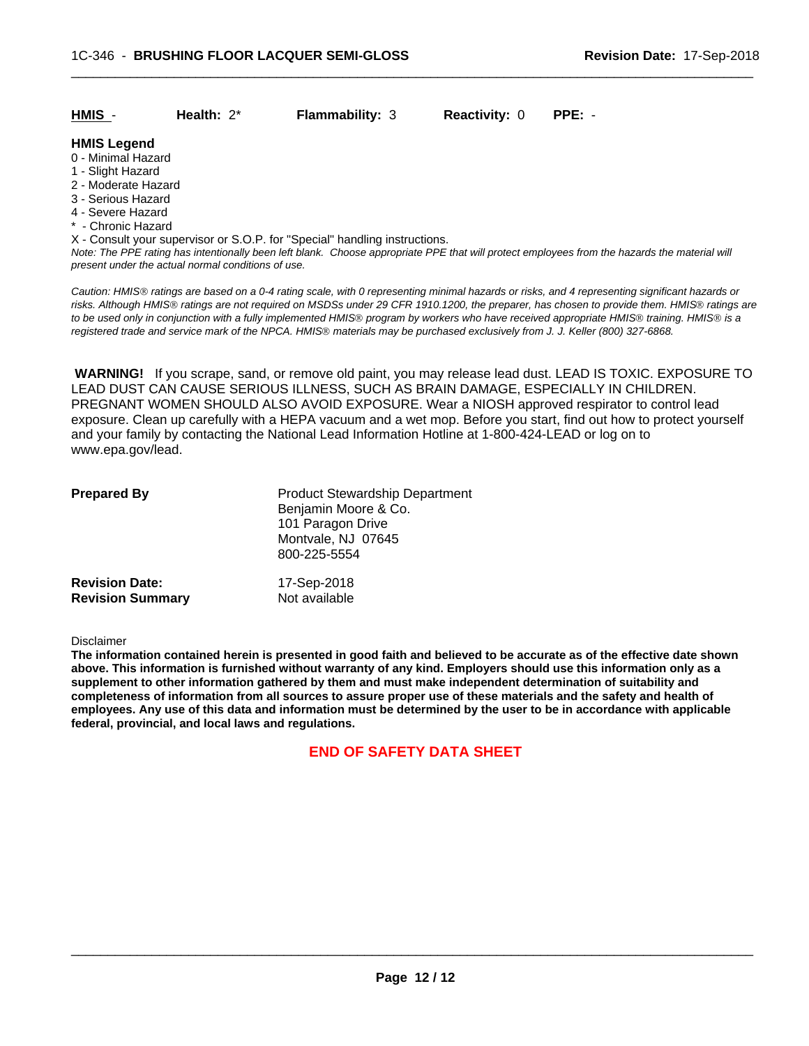| **HMIS** - | **Health:** 2* | **Flammability:** 3 | **Reactivity:** 0 | **PPE:** - |
|---|---|---|---|---|

**HMIS Legend**

0 - Minimal Hazard
1 - Slight Hazard
2 - Moderate Hazard
3 - Serious Hazard
4 - Severe Hazard
* - Chronic Hazard
X - Consult your supervisor or S.O.P. for "Special" handling instructions.

*Note: The PPE rating has intentionally been left blank. Choose appropriate PPE that will protect employees from the hazards the material will present under the actual normal conditions of use.*

*Caution: HMIS® ratings are based on a 0-4 rating scale, with 0 representing minimal hazards or risks, and 4 representing significant hazards or risks. Although HMIS® ratings are not required on MSDSs under 29 CFR 1910.1200, the preparer, has chosen to provide them. HMIS® ratings are to be used only in conjunction with a fully implemented HMIS® program by workers who have received appropriate HMIS® training. HMIS® is a registered trade and service mark of the NPCA. HMIS® materials may be purchased exclusively from J. J. Keller (800) 327-6868.*

**WARNING!** If you scrape, sand, or remove old paint, you may release lead dust. LEAD IS TOXIC. EXPOSURE TO LEAD DUST CAN CAUSE SERIOUS ILLNESS, SUCH AS BRAIN DAMAGE, ESPECIALLY IN CHILDREN. PREGNANT WOMEN SHOULD ALSO AVOID EXPOSURE. Wear a NIOSH approved respirator to control lead exposure. Clean up carefully with a HEPA vacuum and a wet mop. Before you start, find out how to protect yourself and your family by contacting the National Lead Information Hotline at 1-800-424-LEAD or log on to www.epa.gov/lead.

| | |
|---|---|
| **Prepared By** | Product Stewardship Department<br>Benjamin Moore & Co.<br>101 Paragon Drive<br>Montvale, NJ 07645<br>800-225-5554 |
| **Revision Date:** | 17-Sep-2018 |
| **Revision Summary** | Not available |

Disclaimer

**The information contained herein is presented in good faith and believed to be accurate as of the effective date shown above. This information is furnished without warranty of any kind. Employers should use this information only as a supplement to other information gathered by them and must make independent determination of suitability and completeness of information from all sources to assure proper use of these materials and the safety and health of employees. Any use of this data and information must be determined by the user to be in accordance with applicable federal, provincial, and local laws and regulations.**

**END OF SAFETY DATA SHEET**